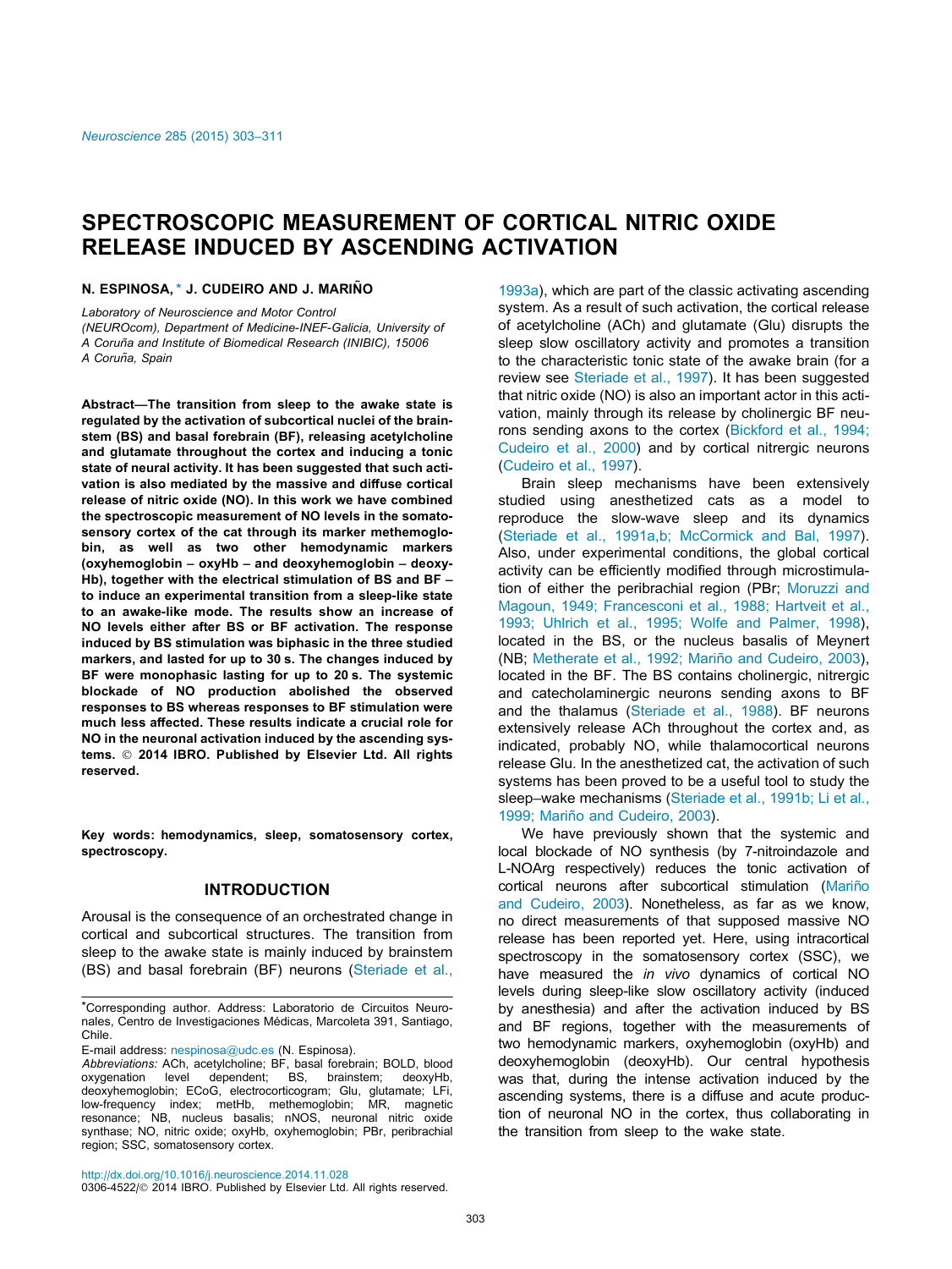# SPECTROSCOPIC MEASUREMENT OF CORTICAL NITRIC OXIDE RELEASE INDUCED BY ASCENDING ACTIVATION

**N. ESPINOSA,* J. CUDEIRO AND J. MARIÑO**

*Laboratory of Neuroscience and Motor Control (NEUROcom), Department of Medicine-INEF-Galicia, University of A Coruña and Institute of Biomedical Research (INIBIC), 15006 A Coruña, Spain*

**Abstract—The transition from sleep to the awake state is regulated by the activation of subcortical nuclei of the brainstem (BS) and basal forebrain (BF), releasing acetylcholine and glutamate throughout the cortex and inducing a tonic state of neural activity. It has been suggested that such activation is also mediated by the massive and diffuse cortical release of nitric oxide (NO). In this work we have combined the spectroscopic measurement of NO levels in the somatosensory cortex of the cat through its marker methemoglobin, as well as two other hemodynamic markers (oxyhemoglobin – oxyHb – and deoxyhemoglobin – deoxyHb), together with the electrical stimulation of BS and BF – to induce an experimental transition from a sleep-like state to an awake-like mode. The results show an increase of NO levels either after BS or BF activation. The response induced by BS stimulation was biphasic in the three studied markers, and lasted for up to 30 s. The changes induced by BF were monophasic lasting for up to 20 s. The systemic blockade of NO production abolished the observed responses to BS whereas responses to BF stimulation were much less affected. These results indicate a crucial role for NO in the neuronal activation induced by the ascending systems. © 2014 IBRO. Published by Elsevier Ltd. All rights reserved.**

**Key words: hemodynamics, sleep, somatosensory cortex, spectroscopy.**

## INTRODUCTION

Arousal is the consequence of an orchestrated change in cortical and subcortical structures. The transition from sleep to the awake state is mainly induced by brainstem (BS) and basal forebrain (BF) neurons (Steriade et al., 1993a), which are part of the classic activating ascending system. As a result of such activation, the cortical release of acetylcholine (ACh) and glutamate (Glu) disrupts the sleep slow oscillatory activity and promotes a transition to the characteristic tonic state of the awake brain (for a review see Steriade et al., 1997). It has been suggested that nitric oxide (NO) is also an important actor in this activation, mainly through its release by cholinergic BF neurons sending axons to the cortex (Bickford et al., 1994; Cudeiro et al., 2000) and by cortical nitrergic neurons (Cudeiro et al., 1997).

Brain sleep mechanisms have been extensively studied using anesthetized cats as a model to reproduce the slow-wave sleep and its dynamics (Steriade et al., 1991a,b; McCormick and Bal, 1997). Also, under experimental conditions, the global cortical activity can be efficiently modified through microstimulation of either the peribrachial region (PBr; Moruzzi and Magoun, 1949; Francesconi et al., 1988; Hartveit et al., 1993; Uhlrich et al., 1995; Wolfe and Palmer, 1998), located in the BS, or the nucleus basalis of Meynert (NB; Metherate et al., 1992; Mariño and Cudeiro, 2003), located in the BF. The BS contains cholinergic, nitrergic and catecholaminergic neurons sending axons to BF and the thalamus (Steriade et al., 1988). BF neurons extensively release ACh throughout the cortex and, as indicated, probably NO, while thalamocortical neurons release Glu. In the anesthetized cat, the activation of such systems has been proved to be a useful tool to study the sleep–wake mechanisms (Steriade et al., 1991b; Li et al., 1999; Mariño and Cudeiro, 2003).

We have previously shown that the systemic and local blockade of NO synthesis (by 7-nitroindazole and L-NOArg respectively) reduces the tonic activation of cortical neurons after subcortical stimulation (Mariño and Cudeiro, 2003). Nonetheless, as far as we know, no direct measurements of that supposed massive NO release has been reported yet. Here, using intracortical spectroscopy in the somatosensory cortex (SSC), we have measured the *in vivo* dynamics of cortical NO levels during sleep-like slow oscillatory activity (induced by anesthesia) and after the activation induced by BS and BF regions, together with the measurements of two hemodynamic markers, oxyhemoglobin (oxyHb) and deoxyhemoglobin (deoxyHb). Our central hypothesis was that, during the intense activation induced by the ascending systems, there is a diffuse and acute production of neuronal NO in the cortex, thus collaborating in the transition from sleep to the wake state.

*Corresponding author. Address: Laboratorio de Circuitos Neuronales, Centro de Investigaciones Médicas, Marcoleta 391, Santiago, Chile.

E-mail address: nespinosa@udc.es (N. Espinosa).

*Abbreviations:* ACh, acetylcholine; BF, basal forebrain; BOLD, blood oxygenation level dependent; BS, brainstem; deoxyHb, deoxyhemoglobin; ECoG, electrocorticogram; Glu, glutamate; LFi, low-frequency index; metHb, methemoglobin; MR, magnetic resonance; NB, nucleus basalis; nNOS, neuronal nitric oxide synthase; NO, nitric oxide; oxyHb, oxyhemoglobin; PBr, peribrachial region; SSC, somatosensory cortex.

http://dx.doi.org/10.1016/j.neuroscience.2014.11.028
0306-4522/© 2014 IBRO. Published by Elsevier Ltd. All rights reserved.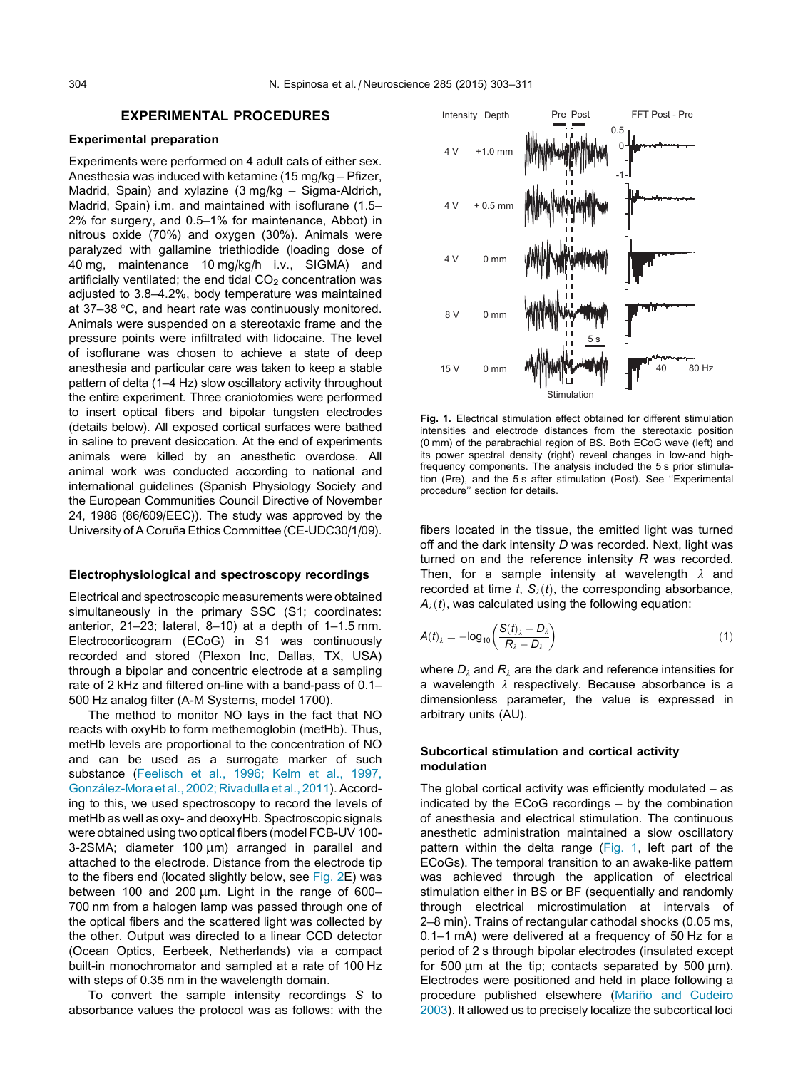## EXPERIMENTAL PROCEDURES

### Experimental preparation

Experiments were performed on 4 adult cats of either sex. Anesthesia was induced with ketamine (15 mg/kg – Pfizer, Madrid, Spain) and xylazine (3 mg/kg – Sigma-Aldrich, Madrid, Spain) i.m. and maintained with isoflurane (1.5–2% for surgery, and 0.5–1% for maintenance, Abbot) in nitrous oxide (70%) and oxygen (30%). Animals were paralyzed with gallamine triethiodide (loading dose of 40 mg, maintenance 10 mg/kg/h i.v., SIGMA) and artificially ventilated; the end tidal $CO_2$ concentration was adjusted to 3.8–4.2%, body temperature was maintained at 37–38 °C, and heart rate was continuously monitored. Animals were suspended on a stereotaxic frame and the pressure points were infiltrated with lidocaine. The level of isoflurane was chosen to achieve a state of deep anesthesia and particular care was taken to keep a stable pattern of delta (1–4 Hz) slow oscillatory activity throughout the entire experiment. Three craniotomies were performed to insert optical fibers and bipolar tungsten electrodes (details below). All exposed cortical surfaces were bathed in saline to prevent desiccation. At the end of experiments animals were killed by an anesthetic overdose. All animal work was conducted according to national and international guidelines (Spanish Physiology Society and the European Communities Council Directive of November 24, 1986 (86/609/EEC)). The study was approved by the University of A Coruña Ethics Committee (CE-UDC30/1/09).

### Electrophysiological and spectroscopy recordings

Electrical and spectroscopic measurements were obtained simultaneously in the primary SSC (S1; coordinates: anterior, 21–23; lateral, 8–10) at a depth of 1–1.5 mm. Electrocorticogram (ECoG) in S1 was continuously recorded and stored (Plexon Inc, Dallas, TX, USA) through a bipolar and concentric electrode at a sampling rate of 2 kHz and filtered on-line with a band-pass of 0.1–500 Hz analog filter (A-M Systems, model 1700).

The method to monitor NO lays in the fact that NO reacts with oxyHb to form methemoglobin (metHb). Thus, metHb levels are proportional to the concentration of NO and can be used as a surrogate marker of such substance (Feelisch et al., 1996; Kelm et al., 1997, González-Mora et al., 2002; Rivadulla et al., 2011). According to this, we used spectroscopy to record the levels of metHb as well as oxy- and deoxyHb. Spectroscopic signals were obtained using two optical fibers (model FCB-UV 100-3-2SMA; diameter 100 μm) arranged in parallel and attached to the electrode. Distance from the electrode tip to the fibers end (located slightly below, see Fig. 2E) was between 100 and 200 μm. Light in the range of 600–700 nm from a halogen lamp was passed through one of the optical fibers and the scattered light was collected by the other. Output was directed to a linear CCD detector (Ocean Optics, Eerbeek, Netherlands) via a compact built-in monochromator and sampled at a rate of 100 Hz with steps of 0.35 nm in the wavelength domain.

To convert the sample intensity recordings $S$ to absorbance values the protocol was as follows: with the fibers located in the tissue, the emitted light was turned off and the dark intensity $D$ was recorded. Next, light was turned on and the reference intensity $R$ was recorded. Then, for a sample intensity at wavelength $\lambda$ and recorded at time $t$, $S_\lambda(t)$, the corresponding absorbance, $A_\lambda(t)$, was calculated using the following equation:

$$A(t)_\lambda = -\log_{10}\left(\frac{S(t)_\lambda - D_\lambda}{R_\lambda - D_\lambda}\right) \tag{1}$$

where $D_\lambda$ and $R_\lambda$ are the dark and reference intensities for a wavelength $\lambda$ respectively. Because absorbance is a dimensionless parameter, the value is expressed in arbitrary units (AU).

**Fig. 1.** Electrical stimulation effect obtained for different stimulation intensities and electrode distances from the stereotaxic position (0 mm) of the parabrachial region of BS. Both ECoG wave (left) and its power spectral density (right) reveal changes in low-and high-frequency components. The analysis included the 5 s prior stimulation (Pre), and the 5 s after stimulation (Post). See ''Experimental procedure'' section for details.

### Subcortical stimulation and cortical activity modulation

The global cortical activity was efficiently modulated – as indicated by the ECoG recordings – by the combination of anesthesia and electrical stimulation. The continuous anesthetic administration maintained a slow oscillatory pattern within the delta range (Fig. 1, left part of the ECoGs). The temporal transition to an awake-like pattern was achieved through the application of electrical stimulation either in BS or BF (sequentially and randomly through electrical microstimulation at intervals of 2–8 min). Trains of rectangular cathodal shocks (0.05 ms, 0.1–1 mA) were delivered at a frequency of 50 Hz for a period of 2 s through bipolar electrodes (insulated except for 500 μm at the tip; contacts separated by 500 μm). Electrodes were positioned and held in place following a procedure published elsewhere (Mariño and Cudeiro 2003). It allowed us to precisely localize the subcortical loci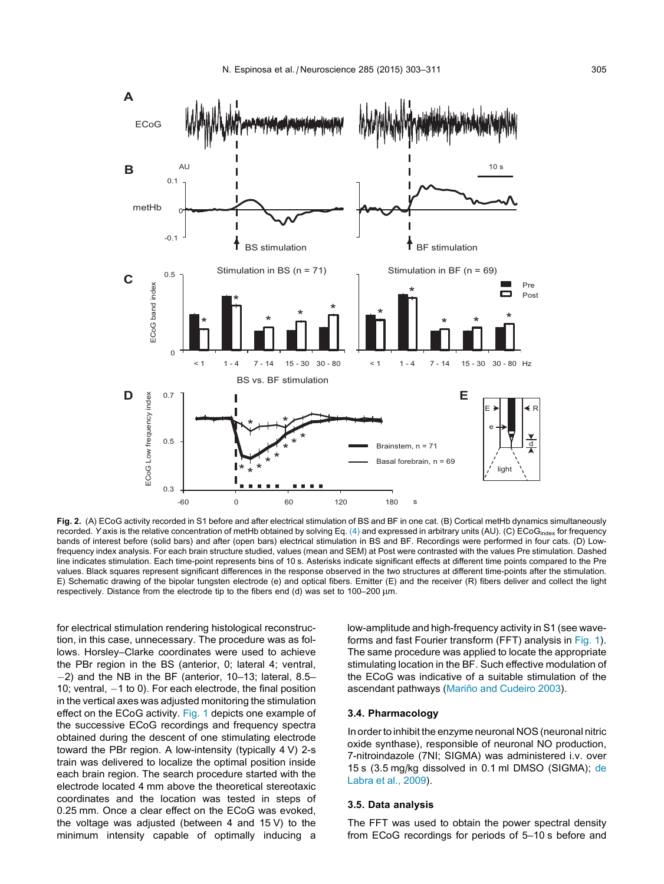**Fig. 2.** (A) ECoG activity recorded in S1 before and after electrical stimulation of BS and BF in one cat. (B) Cortical metHb dynamics simultaneously recorded. *Y* axis is the relative concentration of metHb obtained by solving Eq. (4) and expressed in arbitrary units (AU). (C) $ECoG_{index}$ for frequency bands of interest before (solid bars) and after (open bars) electrical stimulation in BS and BF. Recordings were performed in four cats. (D) Low-frequency index analysis. For each brain structure studied, values (mean and SEM) at Post were contrasted with the values Pre stimulation. Dashed line indicates stimulation. Each time-point represents bins of 10 s. Asterisks indicate significant effects at different time points compared to the Pre values. Black squares represent significant differences in the response observed in the two structures at different time-points after the stimulation. E) Schematic drawing of the bipolar tungsten electrode (e) and optical fibers. Emitter (E) and the receiver (R) fibers deliver and collect the light respectively. Distance from the electrode tip to the fibers end (d) was set to 100–200 μm.

for electrical stimulation rendering histological reconstruction, in this case, unnecessary. The procedure was as follows. Horsley–Clarke coordinates were used to achieve the PBr region in the BS (anterior, 0; lateral 4; ventral, −2) and the NB in the BF (anterior, 10–13; lateral, 8.5–10; ventral, −1 to 0). For each electrode, the final position in the vertical axes was adjusted monitoring the stimulation effect on the ECoG activity. Fig. 1 depicts one example of the successive ECoG recordings and frequency spectra obtained during the descent of one stimulating electrode toward the PBr region. A low-intensity (typically 4 V) 2-s train was delivered to localize the optimal position inside each brain region. The search procedure started with the electrode located 4 mm above the theoretical stereotaxic coordinates and the location was tested in steps of 0.25 mm. Once a clear effect on the ECoG was evoked, the voltage was adjusted (between 4 and 15 V) to the minimum intensity capable of optimally inducing a low-amplitude and high-frequency activity in S1 (see waveforms and fast Fourier transform (FFT) analysis in Fig. 1). The same procedure was applied to locate the appropriate stimulating location in the BF. Such effective modulation of the ECoG was indicative of a suitable stimulation of the ascendant pathways (Mariño and Cudeiro 2003).

### 3.4. Pharmacology

In order to inhibit the enzyme neuronal NOS (neuronal nitric oxide synthase), responsible of neuronal NO production, 7-nitroindazole (7NI; SIGMA) was administered i.v. over 15 s (3.5 mg/kg dissolved in 0.1 ml DMSO (SIGMA); de Labra et al., 2009).

### 3.5. Data analysis

The FFT was used to obtain the power spectral density from ECoG recordings for periods of 5–10 s before and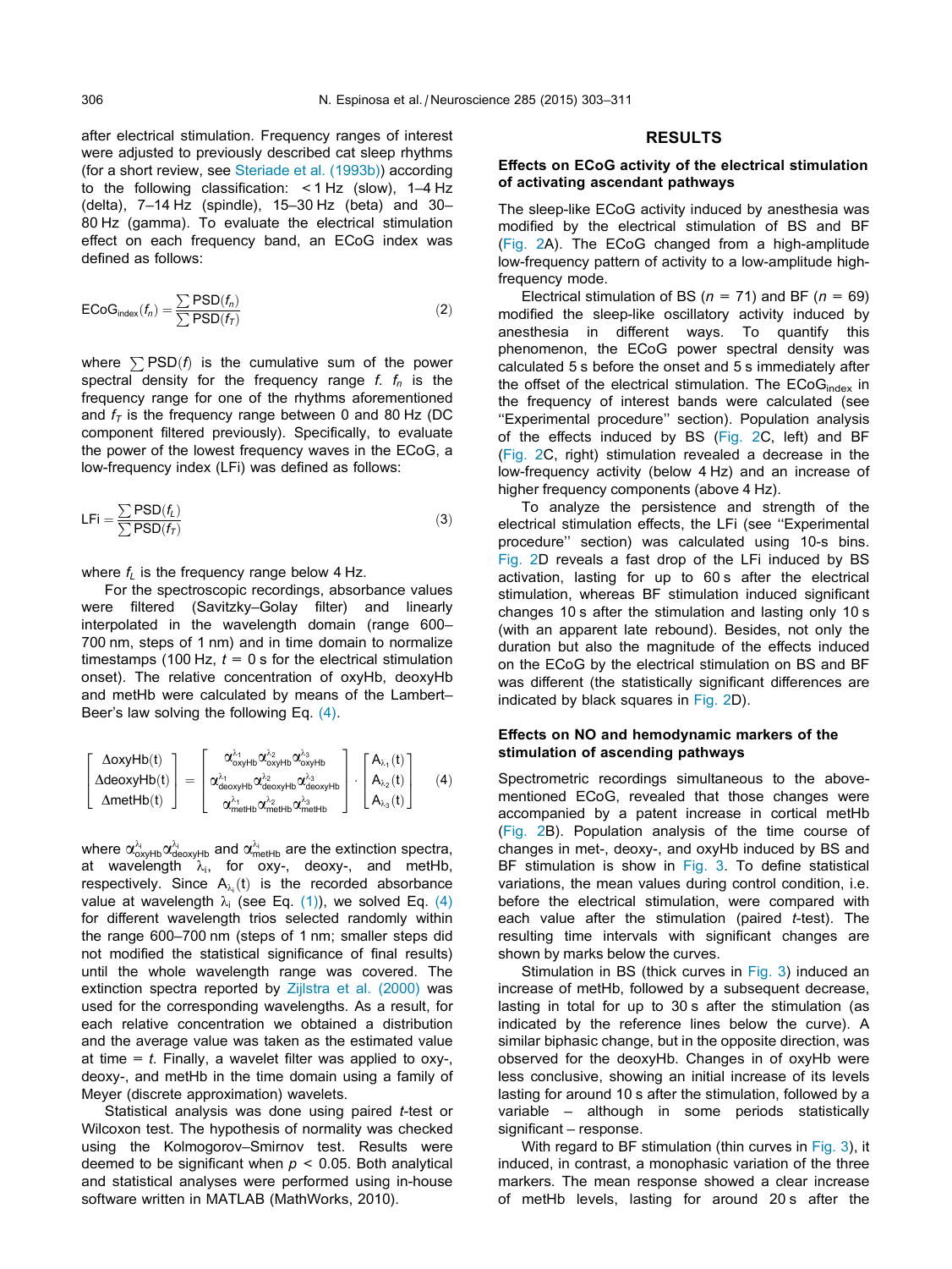after electrical stimulation. Frequency ranges of interest were adjusted to previously described cat sleep rhythms (for a short review, see Steriade et al. (1993b)) according to the following classification: < 1 Hz (slow), 1–4 Hz (delta), 7–14 Hz (spindle), 15–30 Hz (beta) and 30–80 Hz (gamma). To evaluate the electrical stimulation effect on each frequency band, an ECoG index was defined as follows:

$$\mathrm{ECoG_{index}}(f_n) = \frac{\sum \mathrm{PSD}(f_n)}{\sum \mathrm{PSD}(f_T)} \tag{2}$$

where $\sum \mathrm{PSD}(f)$ is the cumulative sum of the power spectral density for the frequency range $f$. $f_n$ is the frequency range for one of the rhythms aforementioned and $f_T$ is the frequency range between 0 and 80 Hz (DC component filtered previously). Specifically, to evaluate the power of the lowest frequency waves in the ECoG, a low-frequency index (LFi) was defined as follows:

$$\mathrm{LFi} = \frac{\sum \mathrm{PSD}(f_L)}{\sum \mathrm{PSD}(f_T)} \tag{3}$$

where $f_L$ is the frequency range below 4 Hz.

For the spectroscopic recordings, absorbance values were filtered (Savitzky–Golay filter) and linearly interpolated in the wavelength domain (range 600–700 nm, steps of 1 nm) and in time domain to normalize timestamps (100 Hz, $t = 0$ s for the electrical stimulation onset). The relative concentration of oxyHb, deoxyHb and metHb were calculated by means of the Lambert–Beer's law solving the following Eq. (4).

$$\begin{bmatrix} \Delta\mathrm{oxyHb}(t) \\ \Delta\mathrm{deoxyHb}(t) \\ \Delta\mathrm{metHb}(t) \end{bmatrix} = \begin{bmatrix} \alpha^{\lambda_1}_{\mathrm{oxyHb}}\alpha^{\lambda_2}_{\mathrm{oxyHb}}\alpha^{\lambda_3}_{\mathrm{oxyHb}} \\ \alpha^{\lambda_1}_{\mathrm{deoxyHb}}\alpha^{\lambda_2}_{\mathrm{deoxyHb}}\alpha^{\lambda_3}_{\mathrm{deoxyHb}} \\ \alpha^{\lambda_1}_{\mathrm{metHb}}\alpha^{\lambda_2}_{\mathrm{metHb}}\alpha^{\lambda_3}_{\mathrm{metHb}} \end{bmatrix} \cdot \begin{bmatrix} A_{\lambda_1}(t) \\ A_{\lambda_2}(t) \\ A_{\lambda_3}(t) \end{bmatrix} \tag{4}$$

where $\alpha^{\lambda_i}_{\mathrm{oxyHb}}\alpha^{\lambda_i}_{\mathrm{deoxyHb}}$ and $\alpha^{\lambda_i}_{\mathrm{metHb}}$ are the extinction spectra, at wavelength $\lambda_i$, for oxy-, deoxy-, and metHb, respectively. Since $A_{\lambda_i}(t)$ is the recorded absorbance value at wavelength $\lambda_i$ (see Eq. (1)), we solved Eq. (4) for different wavelength trios selected randomly within the range 600–700 nm (steps of 1 nm; smaller steps did not modified the statistical significance of final results) until the whole wavelength range was covered. The extinction spectra reported by Zijlstra et al. (2000) was used for the corresponding wavelengths. As a result, for each relative concentration we obtained a distribution and the average value was taken as the estimated value at time = $t$. Finally, a wavelet filter was applied to oxy-, deoxy-, and metHb in the time domain using a family of Meyer (discrete approximation) wavelets.

Statistical analysis was done using paired $t$-test or Wilcoxon test. The hypothesis of normality was checked using the Kolmogorov–Smirnov test. Results were deemed to be significant when $p < 0.05$. Both analytical and statistical analyses were performed using in-house software written in MATLAB (MathWorks, 2010).

## RESULTS

### Effects on ECoG activity of the electrical stimulation of activating ascendant pathways

The sleep-like ECoG activity induced by anesthesia was modified by the electrical stimulation of BS and BF (Fig. 2A). The ECoG changed from a high-amplitude low-frequency pattern of activity to a low-amplitude high-frequency mode.

Electrical stimulation of BS ($n = 71$) and BF ($n = 69$) modified the sleep-like oscillatory activity induced by anesthesia in different ways. To quantify this phenomenon, the ECoG power spectral density was calculated 5 s before the onset and 5 s immediately after the offset of the electrical stimulation. The $\mathrm{ECoG_{index}}$ in the frequency of interest bands were calculated (see "Experimental procedure" section). Population analysis of the effects induced by BS (Fig. 2C, left) and BF (Fig. 2C, right) stimulation revealed a decrease in the low-frequency activity (below 4 Hz) and an increase of higher frequency components (above 4 Hz).

To analyze the persistence and strength of the electrical stimulation effects, the LFi (see "Experimental procedure" section) was calculated using 10-s bins. Fig. 2D reveals a fast drop of the LFi induced by BS activation, lasting for up to 60 s after the electrical stimulation, whereas BF stimulation induced significant changes 10 s after the stimulation and lasting only 10 s (with an apparent late rebound). Besides, not only the duration but also the magnitude of the effects induced on the ECoG by the electrical stimulation on BS and BF was different (the statistically significant differences are indicated by black squares in Fig. 2D).

### Effects on NO and hemodynamic markers of the stimulation of ascending pathways

Spectrometric recordings simultaneous to the above-mentioned ECoG, revealed that those changes were accompanied by a patent increase in cortical metHb (Fig. 2B). Population analysis of the time course of changes in met-, deoxy-, and oxyHb induced by BS and BF stimulation is show in Fig. 3. To define statistical variations, the mean values during control condition, i.e. before the electrical stimulation, were compared with each value after the stimulation (paired $t$-test). The resulting time intervals with significant changes are shown by marks below the curves.

Stimulation in BS (thick curves in Fig. 3) induced an increase of metHb, followed by a subsequent decrease, lasting in total for up to 30 s after the stimulation (as indicated by the reference lines below the curve). A similar biphasic change, but in the opposite direction, was observed for the deoxyHb. Changes in of oxyHb were less conclusive, showing an initial increase of its levels lasting for around 10 s after the stimulation, followed by a variable – although in some periods statistically significant – response.

With regard to BF stimulation (thin curves in Fig. 3), it induced, in contrast, a monophasic variation of the three markers. The mean response showed a clear increase of metHb levels, lasting for around 20 s after the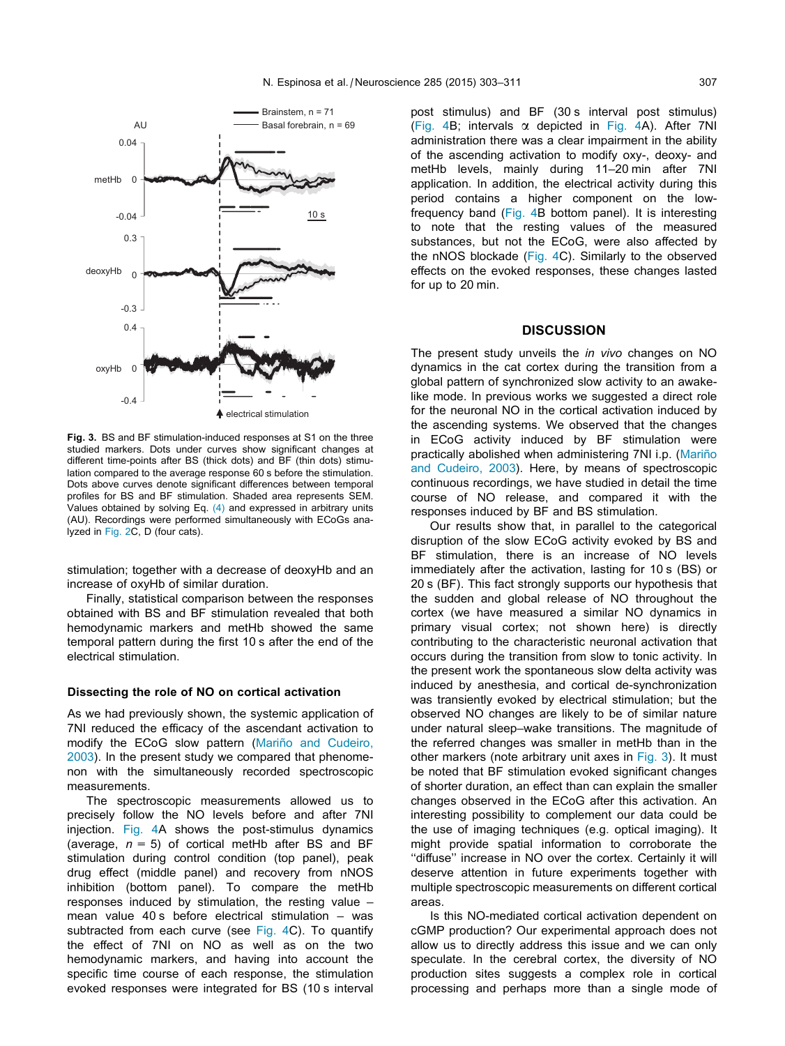**Fig. 3.** BS and BF stimulation-induced responses at S1 on the three studied markers. Dots under curves show significant changes at different time-points after BS (thick dots) and BF (thin dots) stimulation compared to the average response 60 s before the stimulation. Dots above curves denote significant differences between temporal profiles for BS and BF stimulation. Shaded area represents SEM. Values obtained by solving Eq. (4) and expressed in arbitrary units (AU). Recordings were performed simultaneously with ECoGs analyzed in Fig. 2C, D (four cats).

stimulation; together with a decrease of deoxyHb and an increase of oxyHb of similar duration.

Finally, statistical comparison between the responses obtained with BS and BF stimulation revealed that both hemodynamic markers and metHb showed the same temporal pattern during the first 10 s after the end of the electrical stimulation.

### Dissecting the role of NO on cortical activation

As we had previously shown, the systemic application of 7NI reduced the efficacy of the ascendant activation to modify the ECoG slow pattern (Mariño and Cudeiro, 2003). In the present study we compared that phenomenon with the simultaneously recorded spectroscopic measurements.

The spectroscopic measurements allowed us to precisely follow the NO levels before and after 7NI injection. Fig. 4A shows the post-stimulus dynamics (average, $n = 5$) of cortical metHb after BS and BF stimulation during control condition (top panel), peak drug effect (middle panel) and recovery from nNOS inhibition (bottom panel). To compare the metHb responses induced by stimulation, the resting value – mean value 40 s before electrical stimulation – was subtracted from each curve (see Fig. 4C). To quantify the effect of 7NI on NO as well as on the two hemodynamic markers, and having into account the specific time course of each response, the stimulation evoked responses were integrated for BS (10 s interval post stimulus) and BF (30 s interval post stimulus) (Fig. 4B; intervals $\alpha$ depicted in Fig. 4A). After 7NI administration there was a clear impairment in the ability of the ascending activation to modify oxy-, deoxy- and metHb levels, mainly during 11–20 min after 7NI application. In addition, the electrical activity during this period contains a higher component on the low-frequency band (Fig. 4B bottom panel). It is interesting to note that the resting values of the measured substances, but not the ECoG, were also affected by the nNOS blockade (Fig. 4C). Similarly to the observed effects on the evoked responses, these changes lasted for up to 20 min.

## DISCUSSION

The present study unveils the *in vivo* changes on NO dynamics in the cat cortex during the transition from a global pattern of synchronized slow activity to an awake-like mode. In previous works we suggested a direct role for the neuronal NO in the cortical activation induced by the ascending systems. We observed that the changes in ECoG activity induced by BF stimulation were practically abolished when administering 7NI i.p. (Mariño and Cudeiro, 2003). Here, by means of spectroscopic continuous recordings, we have studied in detail the time course of NO release, and compared it with the responses induced by BF and BS stimulation.

Our results show that, in parallel to the categorical disruption of the slow ECoG activity evoked by BS and BF stimulation, there is an increase of NO levels immediately after the activation, lasting for 10 s (BS) or 20 s (BF). This fact strongly supports our hypothesis that the sudden and global release of NO throughout the cortex (we have measured a similar NO dynamics in primary visual cortex; not shown here) is directly contributing to the characteristic neuronal activation that occurs during the transition from slow to tonic activity. In the present work the spontaneous slow delta activity was induced by anesthesia, and cortical de-synchronization was transiently evoked by electrical stimulation; but the observed NO changes are likely to be of similar nature under natural sleep–wake transitions. The magnitude of the referred changes was smaller in metHb than in the other markers (note arbitrary unit axes in Fig. 3). It must be noted that BF stimulation evoked significant changes of shorter duration, an effect than can explain the smaller changes observed in the ECoG after this activation. An interesting possibility to complement our data could be the use of imaging techniques (e.g. optical imaging). It might provide spatial information to corroborate the "diffuse" increase in NO over the cortex. Certainly it will deserve attention in future experiments together with multiple spectroscopic measurements on different cortical areas.

Is this NO-mediated cortical activation dependent on cGMP production? Our experimental approach does not allow us to directly address this issue and we can only speculate. In the cerebral cortex, the diversity of NO production sites suggests a complex role in cortical processing and perhaps more than a single mode of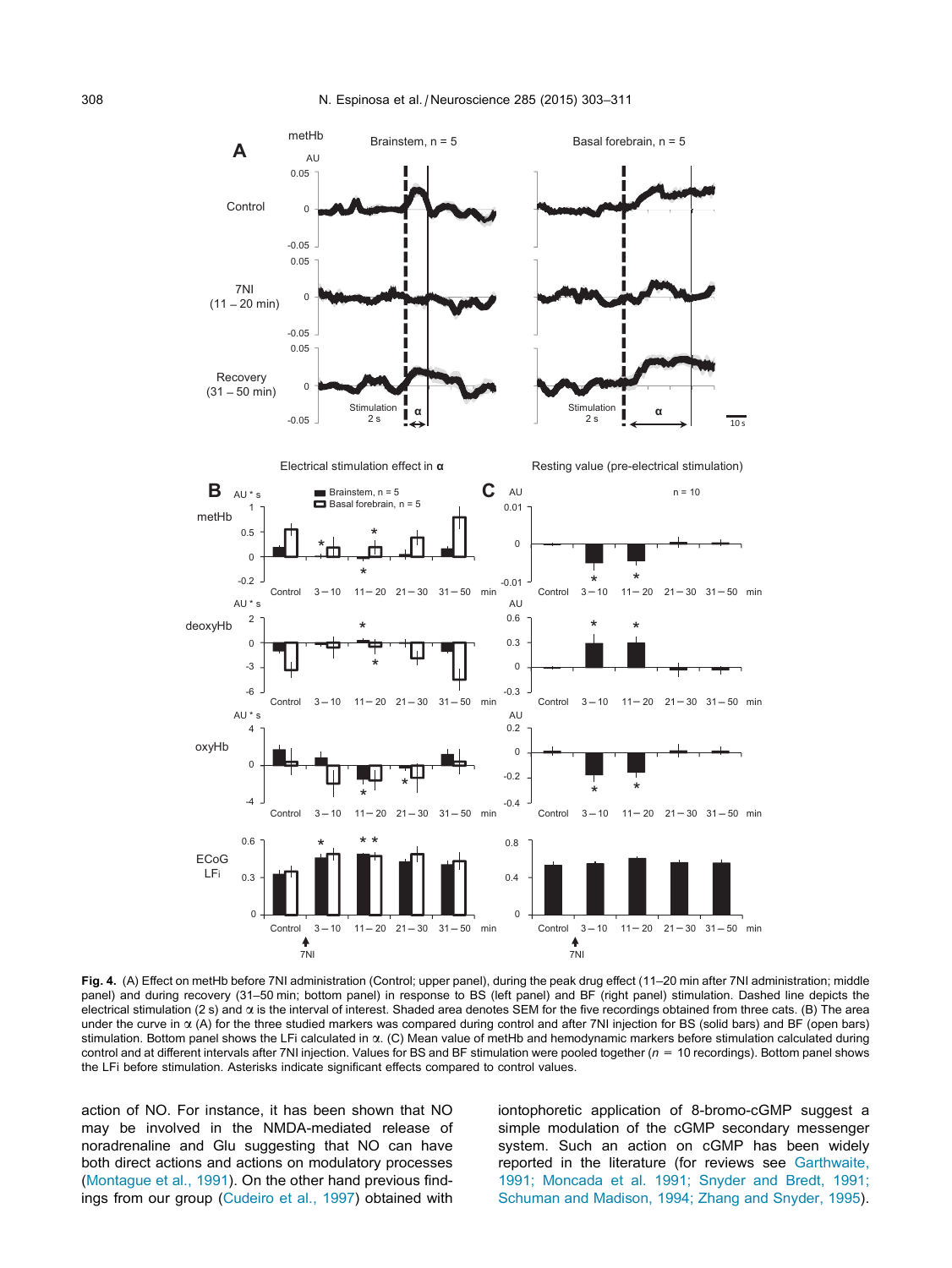**Fig. 4.** (A) Effect on metHb before 7NI administration (Control; upper panel), during the peak drug effect (11–20 min after 7NI administration; middle panel) and during recovery (31–50 min; bottom panel) in response to BS (left panel) and BF (right panel) stimulation. Dashed line depicts the electrical stimulation (2 s) and α is the interval of interest. Shaded area denotes SEM for the five recordings obtained from three cats. (B) The area under the curve in α (A) for the three studied markers was compared during control and after 7NI injection for BS (solid bars) and BF (open bars) stimulation. Bottom panel shows the LFi calculated in α. (C) Mean value of metHb and hemodynamic markers before stimulation calculated during control and at different intervals after 7NI injection. Values for BS and BF stimulation were pooled together ($n = 10$ recordings). Bottom panel shows the LFi before stimulation. Asterisks indicate significant effects compared to control values.

action of NO. For instance, it has been shown that NO may be involved in the NMDA-mediated release of noradrenaline and Glu suggesting that NO can have both direct actions and actions on modulatory processes (Montague et al., 1991). On the other hand previous findings from our group (Cudeiro et al., 1997) obtained with iontophoretic application of 8-bromo-cGMP suggest a simple modulation of the cGMP secondary messenger system. Such an action on cGMP has been widely reported in the literature (for reviews see Garthwaite, 1991; Moncada et al. 1991; Snyder and Bredt, 1991; Schuman and Madison, 1994; Zhang and Snyder, 1995).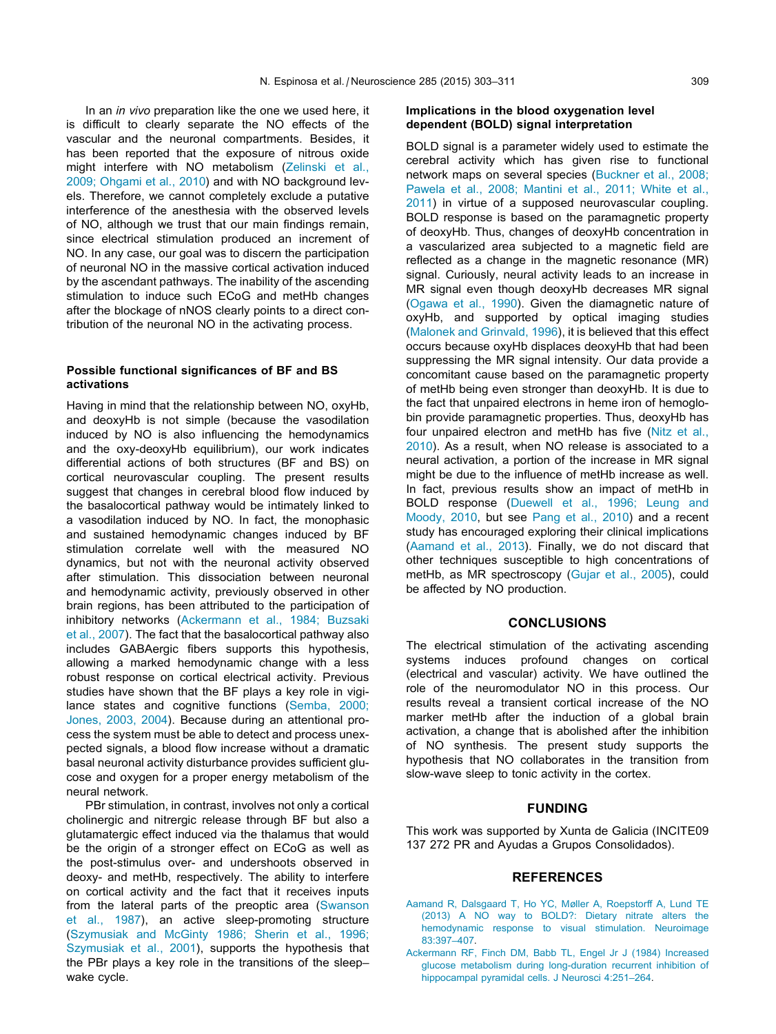In an *in vivo* preparation like the one we used here, it is difficult to clearly separate the NO effects of the vascular and the neuronal compartments. Besides, it has been reported that the exposure of nitrous oxide might interfere with NO metabolism (Zelinski et al., 2009; Ohgami et al., 2010) and with NO background levels. Therefore, we cannot completely exclude a putative interference of the anesthesia with the observed levels of NO, although we trust that our main findings remain, since electrical stimulation produced an increment of NO. In any case, our goal was to discern the participation of neuronal NO in the massive cortical activation induced by the ascendant pathways. The inability of the ascending stimulation to induce such ECoG and metHb changes after the blockage of nNOS clearly points to a direct contribution of the neuronal NO in the activating process.

### Possible functional significances of BF and BS activations

Having in mind that the relationship between NO, oxyHb, and deoxyHb is not simple (because the vasodilation induced by NO is also influencing the hemodynamics and the oxy-deoxyHb equilibrium), our work indicates differential actions of both structures (BF and BS) on cortical neurovascular coupling. The present results suggest that changes in cerebral blood flow induced by the basalocortical pathway would be intimately linked to a vasodilation induced by NO. In fact, the monophasic and sustained hemodynamic changes induced by BF stimulation correlate well with the measured NO dynamics, but not with the neuronal activity observed after stimulation. This dissociation between neuronal and hemodynamic activity, previously observed in other brain regions, has been attributed to the participation of inhibitory networks (Ackermann et al., 1984; Buzsaki et al., 2007). The fact that the basalocortical pathway also includes GABAergic fibers supports this hypothesis, allowing a marked hemodynamic change with a less robust response on cortical electrical activity. Previous studies have shown that the BF plays a key role in vigilance states and cognitive functions (Semba, 2000; Jones, 2003, 2004). Because during an attentional process the system must be able to detect and process unexpected signals, a blood flow increase without a dramatic basal neuronal activity disturbance provides sufficient glucose and oxygen for a proper energy metabolism of the neural network.

PBr stimulation, in contrast, involves not only a cortical cholinergic and nitrergic release through BF but also a glutamatergic effect induced via the thalamus that would be the origin of a stronger effect on ECoG as well as the post-stimulus over- and undershoots observed in deoxy- and metHb, respectively. The ability to interfere on cortical activity and the fact that it receives inputs from the lateral parts of the preoptic area (Swanson et al., 1987), an active sleep-promoting structure (Szymusiak and McGinty 1986; Sherin et al., 1996; Szymusiak et al., 2001), supports the hypothesis that the PBr plays a key role in the transitions of the sleep–wake cycle.

### Implications in the blood oxygenation level dependent (BOLD) signal interpretation

BOLD signal is a parameter widely used to estimate the cerebral activity which has given rise to functional network maps on several species (Buckner et al., 2008; Pawela et al., 2008; Mantini et al., 2011; White et al., 2011) in virtue of a supposed neurovascular coupling. BOLD response is based on the paramagnetic property of deoxyHb. Thus, changes of deoxyHb concentration in a vascularized area subjected to a magnetic field are reflected as a change in the magnetic resonance (MR) signal. Curiously, neural activity leads to an increase in MR signal even though deoxyHb decreases MR signal (Ogawa et al., 1990). Given the diamagnetic nature of oxyHb, and supported by optical imaging studies (Malonek and Grinvald, 1996), it is believed that this effect occurs because oxyHb displaces deoxyHb that had been suppressing the MR signal intensity. Our data provide a concomitant cause based on the paramagnetic property of metHb being even stronger than deoxyHb. It is due to the fact that unpaired electrons in heme iron of hemoglobin provide paramagnetic properties. Thus, deoxyHb has four unpaired electron and metHb has five (Nitz et al., 2010). As a result, when NO release is associated to a neural activation, a portion of the increase in MR signal might be due to the influence of metHb increase as well. In fact, previous results show an impact of metHb in BOLD response (Duewell et al., 1996; Leung and Moody, 2010, but see Pang et al., 2010) and a recent study has encouraged exploring their clinical implications (Aamand et al., 2013). Finally, we do not discard that other techniques susceptible to high concentrations of metHb, as MR spectroscopy (Gujar et al., 2005), could be affected by NO production.

## CONCLUSIONS

The electrical stimulation of the activating ascending systems induces profound changes on cortical (electrical and vascular) activity. We have outlined the role of the neuromodulator NO in this process. Our results reveal a transient cortical increase of the NO marker metHb after the induction of a global brain activation, a change that is abolished after the inhibition of NO synthesis. The present study supports the hypothesis that NO collaborates in the transition from slow-wave sleep to tonic activity in the cortex.

## FUNDING

This work was supported by Xunta de Galicia (INCITE09 137 272 PR and Ayudas a Grupos Consolidados).

## REFERENCES

Aamand R, Dalsgaard T, Ho YC, Møller A, Roepstorff A, Lund TE (2013) A NO way to BOLD?: Dietary nitrate alters the hemodynamic response to visual stimulation. Neuroimage 83:397–407.

Ackermann RF, Finch DM, Babb TL, Engel Jr J (1984) Increased glucose metabolism during long-duration recurrent inhibition of hippocampal pyramidal cells. J Neurosci 4:251–264.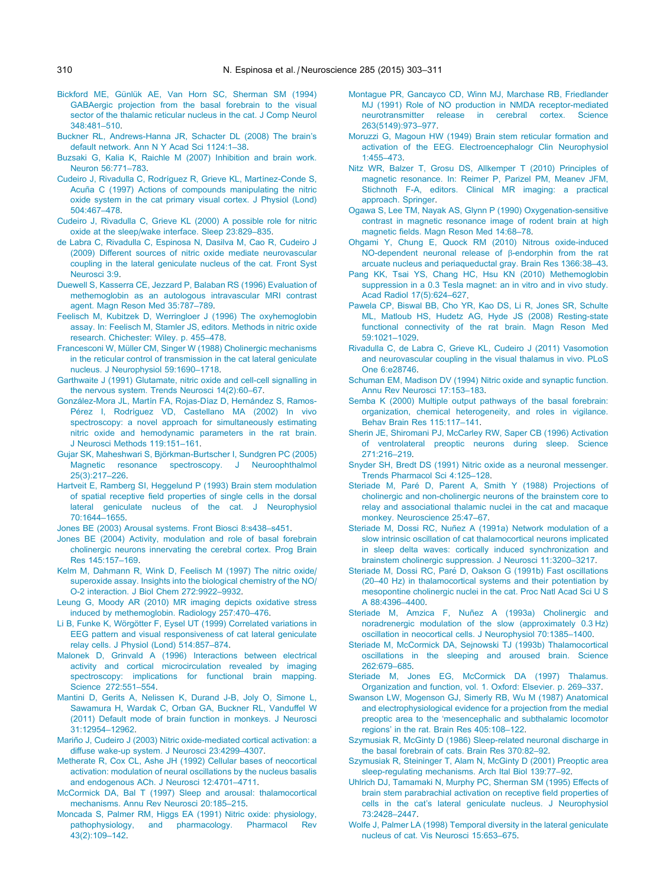Bickford ME, Günlük AE, Van Horn SC, Sherman SM (1994) GABAergic projection from the basal forebrain to the visual sector of the thalamic reticular nucleus in the cat. J Comp Neurol 348:481–510.

Buckner RL, Andrews-Hanna JR, Schacter DL (2008) The brain's default network. Ann N Y Acad Sci 1124:1–38.

Buzsaki G, Kalia K, Raichle M (2007) Inhibition and brain work. Neuron 56:771–783.

Cudeiro J, Rivadulla C, Rodríguez R, Grieve KL, Martínez-Conde S, Acuña C (1997) Actions of compounds manipulating the nitric oxide system in the cat primary visual cortex. J Physiol (Lond) 504:467–478.

Cudeiro J, Rivadulla C, Grieve KL (2000) A possible role for nitric oxide at the sleep/wake interface. Sleep 23:829–835.

de Labra C, Rivadulla C, Espinosa N, Dasilva M, Cao R, Cudeiro J (2009) Different sources of nitric oxide mediate neurovascular coupling in the lateral geniculate nucleus of the cat. Front Syst Neurosci 3:9.

Duewell S, Kasserra CE, Jezzard P, Balaban RS (1996) Evaluation of methemoglobin as an autologous intravascular MRI contrast agent. Magn Reson Med 35:787–789.

Feelisch M, Kubitzek D, Werringloer J (1996) The oxyhemoglobin assay. In: Feelisch M, Stamler JS, editors. Methods in nitric oxide research. Chichester: Wiley. p. 455–478.

Francesconi W, Müller CM, Singer W (1988) Cholinergic mechanisms in the reticular control of transmission in the cat lateral geniculate nucleus. J Neurophysiol 59:1690–1718.

Garthwaite J (1991) Glutamate, nitric oxide and cell-cell signalling in the nervous system. Trends Neurosci 14(2):60–67.

González-Mora JL, Martín FA, Rojas-Díaz D, Hernández S, Ramos-Pérez I, Rodríguez VD, Castellano MA (2002) In vivo spectroscopy: a novel approach for simultaneously estimating nitric oxide and hemodynamic parameters in the rat brain. J Neurosci Methods 119:151–161.

Gujar SK, Maheshwari S, Björkman-Burtscher I, Sundgren PC (2005) Magnetic resonance spectroscopy. J Neuroophthalmol 25(3):217–226.

Hartveit E, Ramberg SI, Heggelund P (1993) Brain stem modulation of spatial receptive field properties of single cells in the dorsal lateral geniculate nucleus of the cat. J Neurophysiol 70:1644–1655.

Jones BE (2003) Arousal systems. Front Biosci 8:s438–s451.

Jones BE (2004) Activity, modulation and role of basal forebrain cholinergic neurons innervating the cerebral cortex. Prog Brain Res 145:157–169.

Kelm M, Dahmann R, Wink D, Feelisch M (1997) The nitric oxide/superoxide assay. Insights into the biological chemistry of the NO/O-2 interaction. J Biol Chem 272:9922–9932.

Leung G, Moody AR (2010) MR imaging depicts oxidative stress induced by methemoglobin. Radiology 257:470–476.

Li B, Funke K, Wörgötter F, Eysel UT (1999) Correlated variations in EEG pattern and visual responsiveness of cat lateral geniculate relay cells. J Physiol (Lond) 514:857–874.

Malonek D, Grinvald A (1996) Interactions between electrical activity and cortical microcirculation revealed by imaging spectroscopy: implications for functional brain mapping. Science 272:551–554.

Mantini D, Gerits A, Nelissen K, Durand J-B, Joly O, Simone L, Sawamura H, Wardak C, Orban GA, Buckner RL, Vanduffel W (2011) Default mode of brain function in monkeys. J Neurosci 31:12954–12962.

Mariño J, Cudeiro J (2003) Nitric oxide-mediated cortical activation: a diffuse wake-up system. J Neurosci 23:4299–4307.

Metherate R, Cox CL, Ashe JH (1992) Cellular bases of neocortical activation: modulation of neural oscillations by the nucleus basalis and endogenous ACh. J Neurosci 12:4701–4711.

McCormick DA, Bal T (1997) Sleep and arousal: thalamocortical mechanisms. Annu Rev Neurosci 20:185–215.

Moncada S, Palmer RM, Higgs EA (1991) Nitric oxide: physiology, pathophysiology, and pharmacology. Pharmacol Rev 43(2):109–142.

Montague PR, Gancayco CD, Winn MJ, Marchase RB, Friedlander MJ (1991) Role of NO production in NMDA receptor-mediated neurotransmitter release in cerebral cortex. Science 263(5149):973–977.

Moruzzi G, Magoun HW (1949) Brain stem reticular formation and activation of the EEG. Electroencephalogr Clin Neurophysiol 1:455–473.

Nitz WR, Balzer T, Grosu DS, Allkemper T (2010) Principles of magnetic resonance. In: Reimer P, Parizel PM, Meanev JFM, Stichnoth F-A, editors. Clinical MR imaging: a practical approach. Springer.

Ogawa S, Lee TM, Nayak AS, Glynn P (1990) Oxygenation-sensitive contrast in magnetic resonance image of rodent brain at high magnetic fields. Magn Reson Med 14:68–78.

Ohgami Y, Chung E, Quock RM (2010) Nitrous oxide-induced NO-dependent neuronal release of β-endorphin from the rat arcuate nucleus and periaqueductal gray. Brain Res 1366:38–43.

Pang KK, Tsai YS, Chang HC, Hsu KN (2010) Methemoglobin suppression in a 0.3 Tesla magnet: an in vitro and in vivo study. Acad Radiol 17(5):624–627.

Pawela CP, Biswal BB, Cho YR, Kao DS, Li R, Jones SR, Schulte ML, Matloub HS, Hudetz AG, Hyde JS (2008) Resting-state functional connectivity of the rat brain. Magn Reson Med 59:1021–1029.

Rivadulla C, de Labra C, Grieve KL, Cudeiro J (2011) Vasomotion and neurovascular coupling in the visual thalamus in vivo. PLoS One 6:e28746.

Schuman EM, Madison DV (1994) Nitric oxide and synaptic function. Annu Rev Neurosci 17:153–183.

Semba K (2000) Multiple output pathways of the basal forebrain: organization, chemical heterogeneity, and roles in vigilance. Behav Brain Res 115:117–141.

Sherin JE, Shiromani PJ, McCarley RW, Saper CB (1996) Activation of ventrolateral preoptic neurons during sleep. Science 271:216–219.

Snyder SH, Bredt DS (1991) Nitric oxide as a neuronal messenger. Trends Pharmacol Sci 4:125–128.

Steriade M, Paré D, Parent A, Smith Y (1988) Projections of cholinergic and non-cholinergic neurons of the brainstem core to relay and associational thalamic nuclei in the cat and macaque monkey. Neuroscience 25:47–67.

Steriade M, Dossi RC, Nuñez A (1991a) Network modulation of a slow intrinsic oscillation of cat thalamocortical neurons implicated in sleep delta waves: cortically induced synchronization and brainstem cholinergic suppression. J Neurosci 11:3200–3217.

Steriade M, Dossi RC, Paré D, Oakson G (1991b) Fast oscillations (20–40 Hz) in thalamocortical systems and their potentiation by mesopontine cholinergic nuclei in the cat. Proc Natl Acad Sci U S A 88:4396–4400.

Steriade M, Amzica F, Nuñez A (1993a) Cholinergic and noradrenergic modulation of the slow (approximately 0.3 Hz) oscillation in neocortical cells. J Neurophysiol 70:1385–1400.

Steriade M, McCormick DA, Sejnowski TJ (1993b) Thalamocortical oscillations in the sleeping and aroused brain. Science 262:679–685.

Steriade M, Jones EG, McCormick DA (1997) Thalamus. Organization and function, vol. 1. Oxford: Elsevier. p. 269–337.

Swanson LW, Mogenson GJ, Simerly RB, Wu M (1987) Anatomical and electrophysiological evidence for a projection from the medial preoptic area to the 'mesencephalic and subthalamic locomotor regions' in the rat. Brain Res 405:108–122.

Szymusiak R, McGinty D (1986) Sleep-related neuronal discharge in the basal forebrain of cats. Brain Res 370:82–92.

Szymusiak R, Steininger T, Alam N, McGinty D (2001) Preoptic area sleep-regulating mechanisms. Arch Ital Biol 139:77–92.

Uhlrich DJ, Tamamaki N, Murphy PC, Sherman SM (1995) Effects of brain stem parabrachial activation on receptive field properties of cells in the cat's lateral geniculate nucleus. J Neurophysiol 73:2428–2447.

Wolfe J, Palmer LA (1998) Temporal diversity in the lateral geniculate nucleus of cat. Vis Neurosci 15:653–675.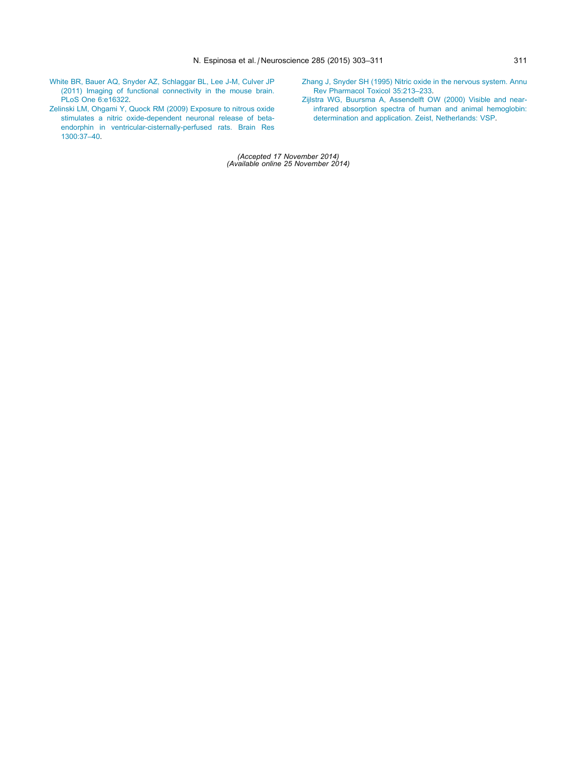White BR, Bauer AQ, Snyder AZ, Schlaggar BL, Lee J-M, Culver JP (2011) Imaging of functional connectivity in the mouse brain. PLoS One 6:e16322.

Zelinski LM, Ohgami Y, Quock RM (2009) Exposure to nitrous oxide stimulates a nitric oxide-dependent neuronal release of beta-endorphin in ventricular-cisternally-perfused rats. Brain Res 1300:37–40.

Zhang J, Snyder SH (1995) Nitric oxide in the nervous system. Annu Rev Pharmacol Toxicol 35:213–233.

Zijlstra WG, Buursma A, Assendelft OW (2000) Visible and near-infrared absorption spectra of human and animal hemoglobin: determination and application. Zeist, Netherlands: VSP.

*(Accepted 17 November 2014)*
*(Available online 25 November 2014)*